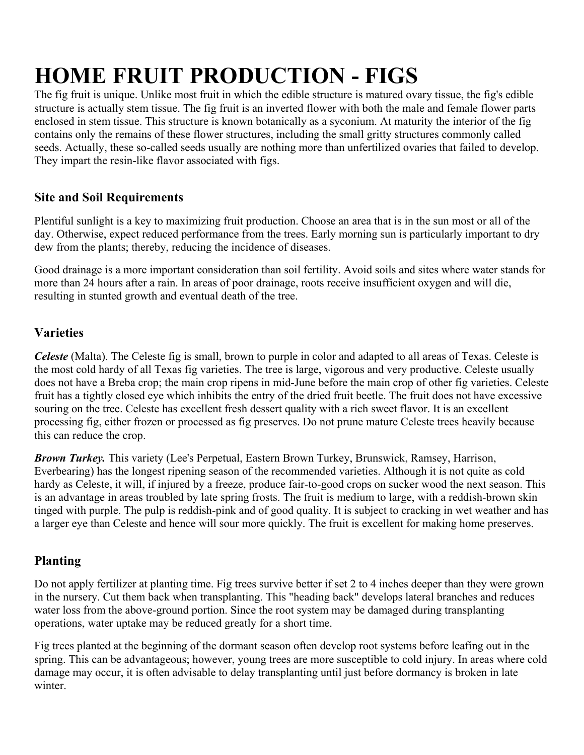# HOME FRUIT PRODUCTION - FIGS

The fig fruit is unique. Unlike most fruit in which the edible structure is matured ovary tissue, the fig's edible structure is actually stem tissue. The fig fruit is an inverted flower with both the male and female flower parts enclosed in stem tissue. This structure is known botanically as a syconium. At maturity the interior of the fig contains only the remains of these flower structures, including the small gritty structures commonly called seeds. Actually, these so-called seeds usually are nothing more than unfertilized ovaries that failed to develop. They impart the resin-like flavor associated with figs.

### Site and Soil Requirements

Plentiful sunlight is a key to maximizing fruit production. Choose an area that is in the sun most or all of the day. Otherwise, expect reduced performance from the trees. Early morning sun is particularly important to dry dew from the plants; thereby, reducing the incidence of diseases.

Good drainage is a more important consideration than soil fertility. Avoid soils and sites where water stands for more than 24 hours after a rain. In areas of poor drainage, roots receive insufficient oxygen and will die, resulting in stunted growth and eventual death of the tree.

### Varieties

***Celeste*** (Malta). The Celeste fig is small, brown to purple in color and adapted to all areas of Texas. Celeste is the most cold hardy of all Texas fig varieties. The tree is large, vigorous and very productive. Celeste usually does not have a Breba crop; the main crop ripens in mid-June before the main crop of other fig varieties. Celeste fruit has a tightly closed eye which inhibits the entry of the dried fruit beetle. The fruit does not have excessive souring on the tree. Celeste has excellent fresh dessert quality with a rich sweet flavor. It is an excellent processing fig, either frozen or processed as fig preserves. Do not prune mature Celeste trees heavily because this can reduce the crop.

***Brown Turkey.*** This variety (Lee's Perpetual, Eastern Brown Turkey, Brunswick, Ramsey, Harrison, Everbearing) has the longest ripening season of the recommended varieties. Although it is not quite as cold hardy as Celeste, it will, if injured by a freeze, produce fair-to-good crops on sucker wood the next season. This is an advantage in areas troubled by late spring frosts. The fruit is medium to large, with a reddish-brown skin tinged with purple. The pulp is reddish-pink and of good quality. It is subject to cracking in wet weather and has a larger eye than Celeste and hence will sour more quickly. The fruit is excellent for making home preserves.

### Planting

Do not apply fertilizer at planting time. Fig trees survive better if set 2 to 4 inches deeper than they were grown in the nursery. Cut them back when transplanting. This "heading back" develops lateral branches and reduces water loss from the above-ground portion. Since the root system may be damaged during transplanting operations, water uptake may be reduced greatly for a short time.

Fig trees planted at the beginning of the dormant season often develop root systems before leafing out in the spring. This can be advantageous; however, young trees are more susceptible to cold injury. In areas where cold damage may occur, it is often advisable to delay transplanting until just before dormancy is broken in late winter.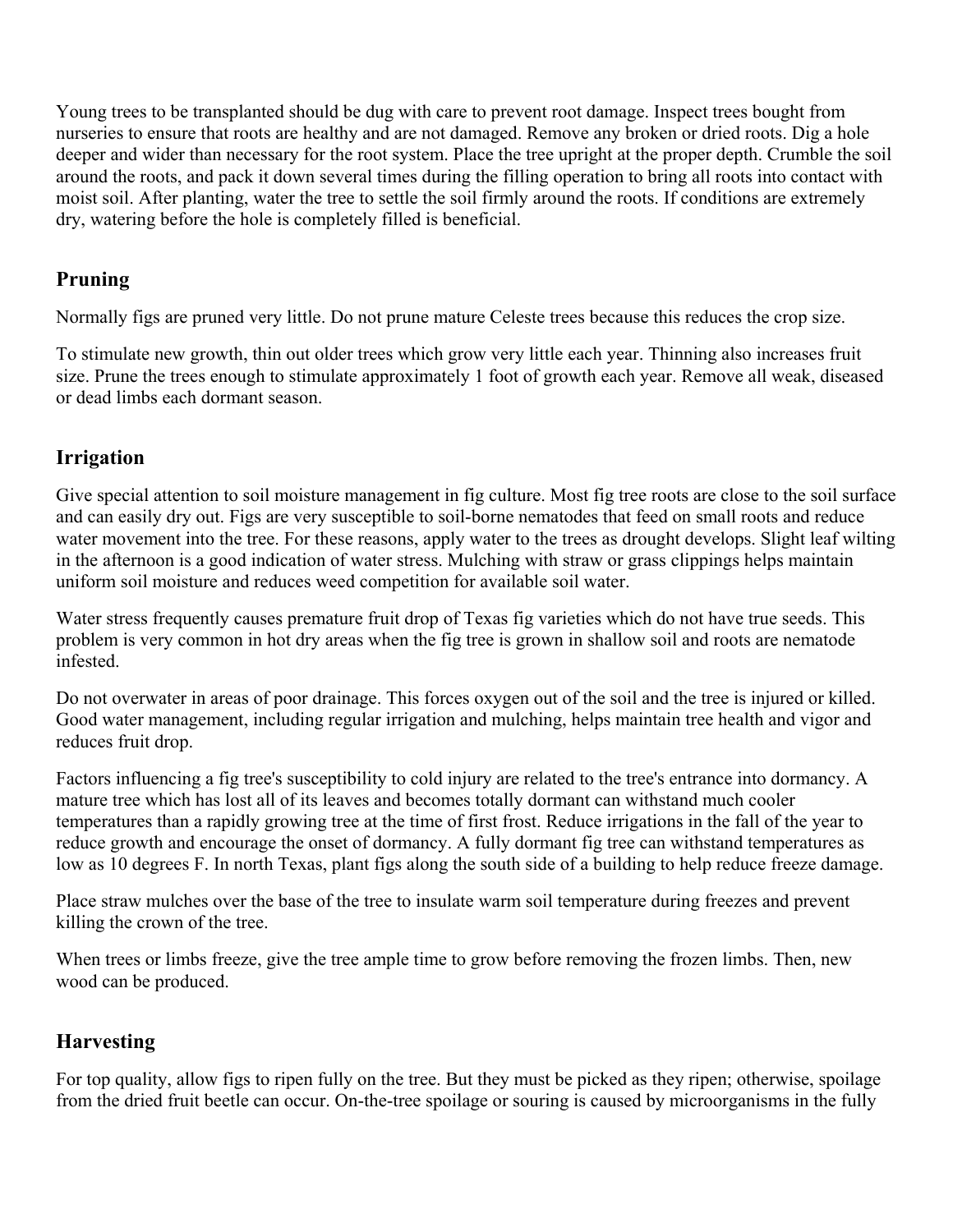Young trees to be transplanted should be dug with care to prevent root damage. Inspect trees bought from nurseries to ensure that roots are healthy and are not damaged. Remove any broken or dried roots. Dig a hole deeper and wider than necessary for the root system. Place the tree upright at the proper depth. Crumble the soil around the roots, and pack it down several times during the filling operation to bring all roots into contact with moist soil. After planting, water the tree to settle the soil firmly around the roots. If conditions are extremely dry, watering before the hole is completely filled is beneficial.

## Pruning

Normally figs are pruned very little. Do not prune mature Celeste trees because this reduces the crop size.

To stimulate new growth, thin out older trees which grow very little each year. Thinning also increases fruit size. Prune the trees enough to stimulate approximately 1 foot of growth each year. Remove all weak, diseased or dead limbs each dormant season.

## Irrigation

Give special attention to soil moisture management in fig culture. Most fig tree roots are close to the soil surface and can easily dry out. Figs are very susceptible to soil-borne nematodes that feed on small roots and reduce water movement into the tree. For these reasons, apply water to the trees as drought develops. Slight leaf wilting in the afternoon is a good indication of water stress. Mulching with straw or grass clippings helps maintain uniform soil moisture and reduces weed competition for available soil water.

Water stress frequently causes premature fruit drop of Texas fig varieties which do not have true seeds. This problem is very common in hot dry areas when the fig tree is grown in shallow soil and roots are nematode infested.

Do not overwater in areas of poor drainage. This forces oxygen out of the soil and the tree is injured or killed. Good water management, including regular irrigation and mulching, helps maintain tree health and vigor and reduces fruit drop.

Factors influencing a fig tree's susceptibility to cold injury are related to the tree's entrance into dormancy. A mature tree which has lost all of its leaves and becomes totally dormant can withstand much cooler temperatures than a rapidly growing tree at the time of first frost. Reduce irrigations in the fall of the year to reduce growth and encourage the onset of dormancy. A fully dormant fig tree can withstand temperatures as low as 10 degrees F. In north Texas, plant figs along the south side of a building to help reduce freeze damage.

Place straw mulches over the base of the tree to insulate warm soil temperature during freezes and prevent killing the crown of the tree.

When trees or limbs freeze, give the tree ample time to grow before removing the frozen limbs. Then, new wood can be produced.

## Harvesting

For top quality, allow figs to ripen fully on the tree. But they must be picked as they ripen; otherwise, spoilage from the dried fruit beetle can occur. On-the-tree spoilage or souring is caused by microorganisms in the fully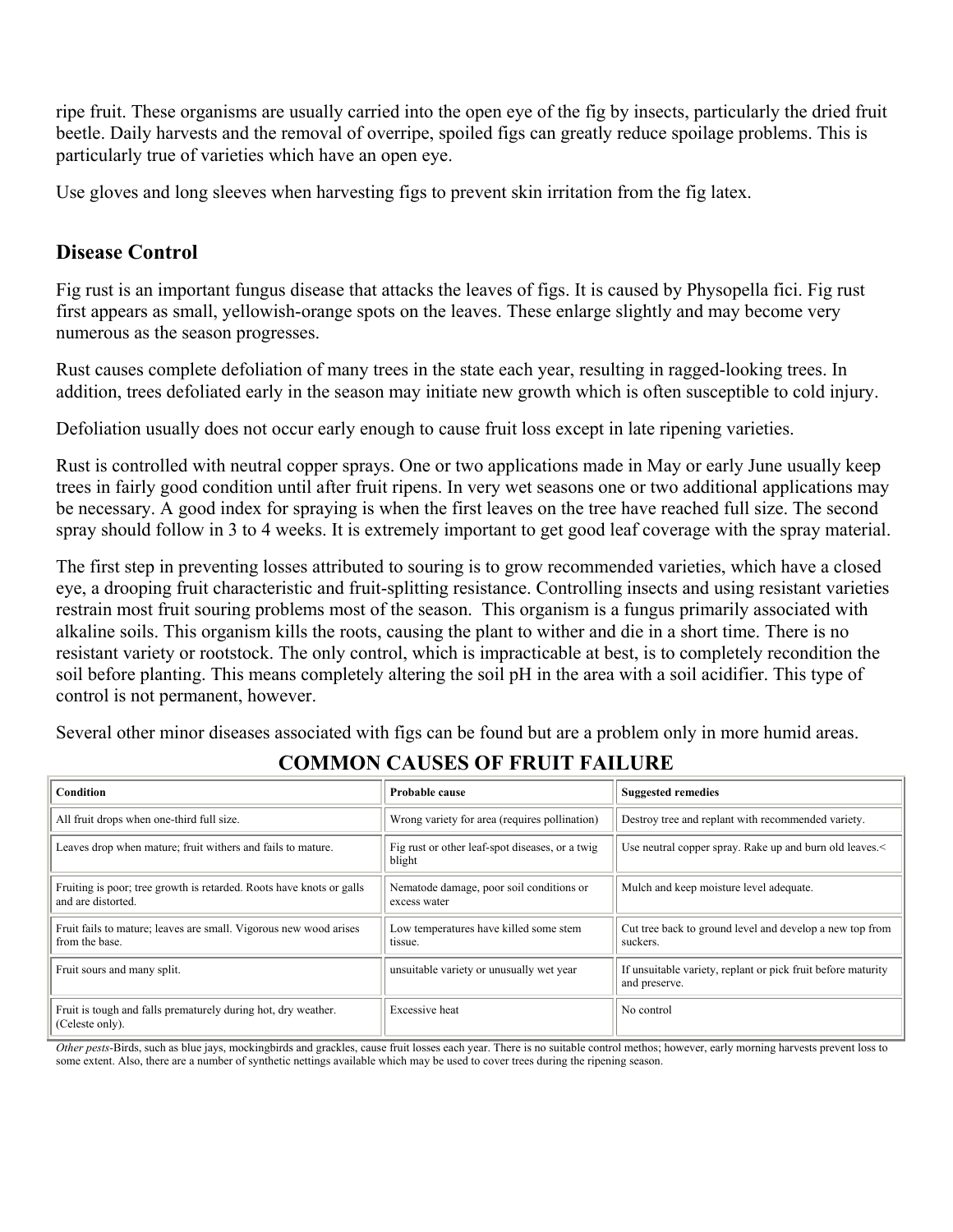ripe fruit. These organisms are usually carried into the open eye of the fig by insects, particularly the dried fruit beetle. Daily harvests and the removal of overripe, spoiled figs can greatly reduce spoilage problems. This is particularly true of varieties which have an open eye.

Use gloves and long sleeves when harvesting figs to prevent skin irritation from the fig latex.

## Disease Control

Fig rust is an important fungus disease that attacks the leaves of figs. It is caused by Physopella fici. Fig rust first appears as small, yellowish-orange spots on the leaves. These enlarge slightly and may become very numerous as the season progresses.

Rust causes complete defoliation of many trees in the state each year, resulting in ragged-looking trees. In addition, trees defoliated early in the season may initiate new growth which is often susceptible to cold injury.

Defoliation usually does not occur early enough to cause fruit loss except in late ripening varieties.

Rust is controlled with neutral copper sprays. One or two applications made in May or early June usually keep trees in fairly good condition until after fruit ripens. In very wet seasons one or two additional applications may be necessary. A good index for spraying is when the first leaves on the tree have reached full size. The second spray should follow in 3 to 4 weeks. It is extremely important to get good leaf coverage with the spray material.

The first step in preventing losses attributed to souring is to grow recommended varieties, which have a closed eye, a drooping fruit characteristic and fruit-splitting resistance. Controlling insects and using resistant varieties restrain most fruit souring problems most of the season. This organism is a fungus primarily associated with alkaline soils. This organism kills the roots, causing the plant to wither and die in a short time. There is no resistant variety or rootstock. The only control, which is impracticable at best, is to completely recondition the soil before planting. This means completely altering the soil pH in the area with a soil acidifier. This type of control is not permanent, however.

Several other minor diseases associated with figs can be found but are a problem only in more humid areas.

## COMMON CAUSES OF FRUIT FAILURE

| Condition | Probable cause | Suggested remedies |
|---|---|---|
| All fruit drops when one-third full size. | Wrong variety for area (requires pollination) | Destroy tree and replant with recommended variety. |
| Leaves drop when mature; fruit withers and fails to mature. | Fig rust or other leaf-spot diseases, or a twig blight | Use neutral copper spray. Rake up and burn old leaves.< |
| Fruiting is poor; tree growth is retarded. Roots have knots or galls and are distorted. | Nematode damage, poor soil conditions or excess water | Mulch and keep moisture level adequate. |
| Fruit fails to mature; leaves are small. Vigorous new wood arises from the base. | Low temperatures have killed some stem tissue. | Cut tree back to ground level and develop a new top from suckers. |
| Fruit sours and many split. | unsuitable variety or unusually wet year | If unsuitable variety, replant or pick fruit before maturity and preserve. |
| Fruit is tough and falls prematurely during hot, dry weather. (Celeste only). | Excessive heat | No control |

*Other pests*-Birds, such as blue jays, mockingbirds and grackles, cause fruit losses each year. There is no suitable control methos; however, early morning harvests prevent loss to some extent. Also, there are a number of synthetic nettings available which may be used to cover trees during the ripening season.